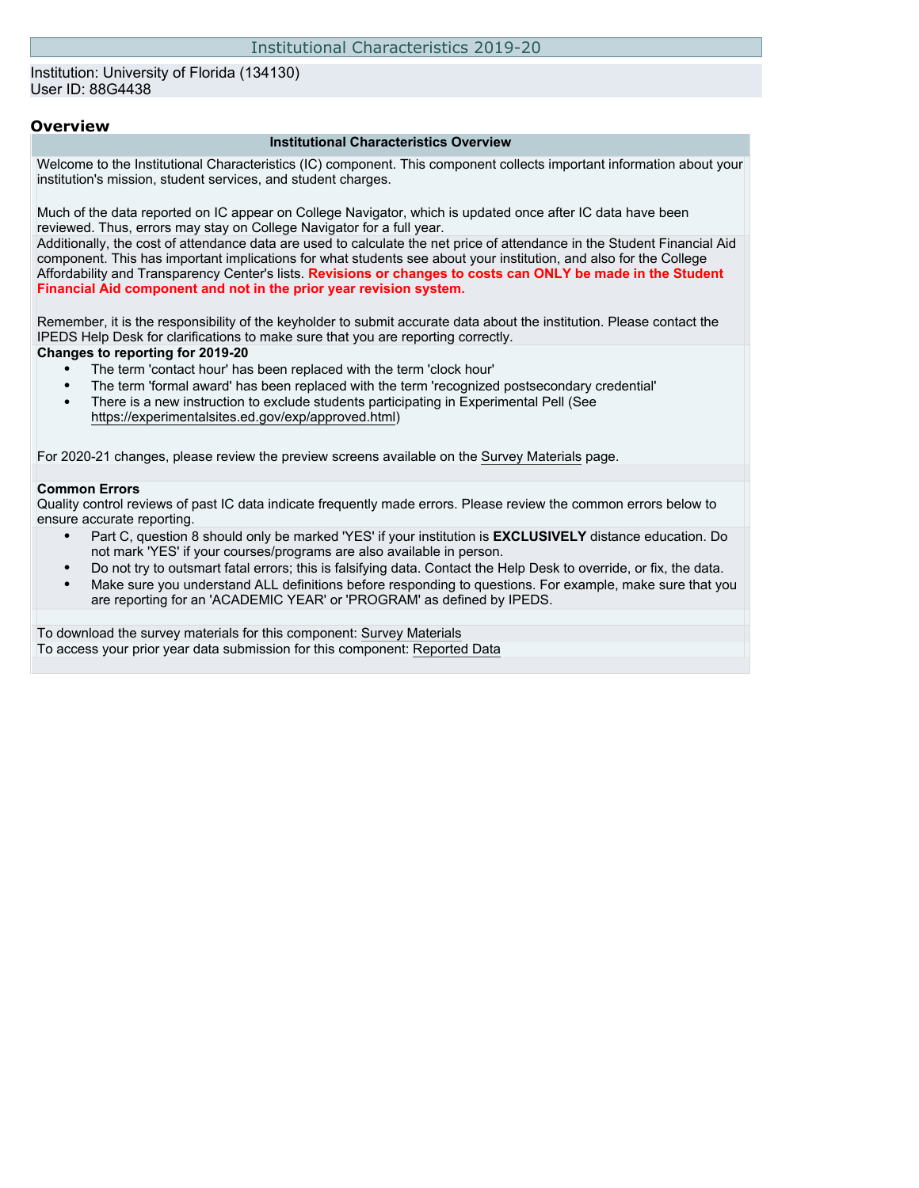# Institutional Characteristics 2019-20

Institution: University of Florida (134130)
User ID: 88G4438

## Overview

### Institutional Characteristics Overview

Welcome to the Institutional Characteristics (IC) component. This component collects important information about your institution's mission, student services, and student charges.

Much of the data reported on IC appear on College Navigator, which is updated once after IC data have been reviewed. Thus, errors may stay on College Navigator for a full year.

Additionally, the cost of attendance data are used to calculate the net price of attendance in the Student Financial Aid component. This has important implications for what students see about your institution, and also for the College Affordability and Transparency Center's lists. **Revisions or changes to costs can ONLY be made in the Student Financial Aid component and not in the prior year revision system.**

Remember, it is the responsibility of the keyholder to submit accurate data about the institution. Please contact the IPEDS Help Desk for clarifications to make sure that you are reporting correctly.

**Changes to reporting for 2019-20**

- The term 'contact hour' has been replaced with the term 'clock hour'
- The term 'formal award' has been replaced with the term 'recognized postsecondary credential'
- There is a new instruction to exclude students participating in Experimental Pell (See https://experimentalsites.ed.gov/exp/approved.html)

For 2020-21 changes, please review the preview screens available on the Survey Materials page.

**Common Errors**

Quality control reviews of past IC data indicate frequently made errors. Please review the common errors below to ensure accurate reporting.

- Part C, question 8 should only be marked 'YES' if your institution is **EXCLUSIVELY** distance education. Do not mark 'YES' if your courses/programs are also available in person.
- Do not try to outsmart fatal errors; this is falsifying data. Contact the Help Desk to override, or fix, the data.
- Make sure you understand ALL definitions before responding to questions. For example, make sure that you are reporting for an 'ACADEMIC YEAR' or 'PROGRAM' as defined by IPEDS.

To download the survey materials for this component: Survey Materials
To access your prior year data submission for this component: Reported Data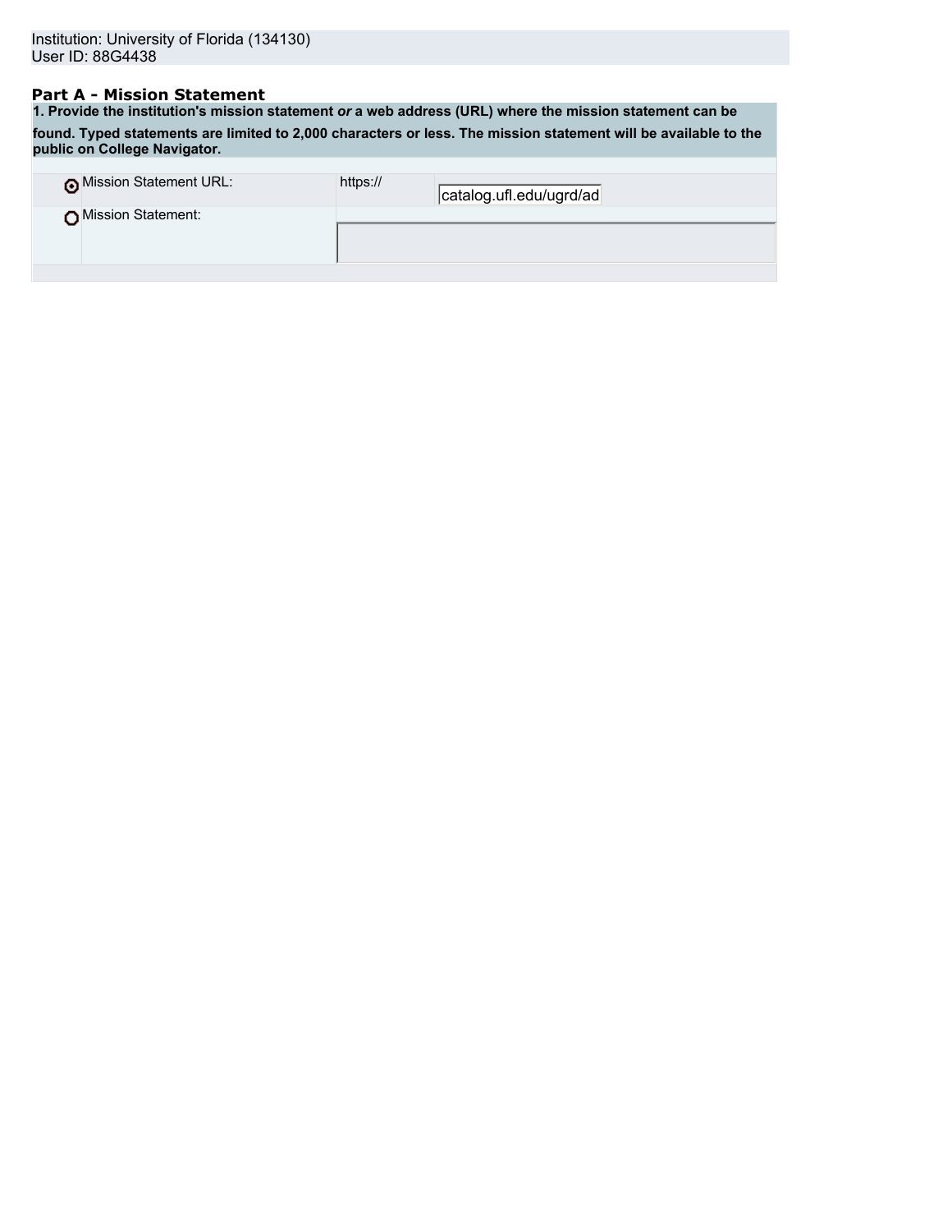Institution: University of Florida (134130)
User ID: 88G4438

## Part A - Mission Statement

**1. Provide the institution's mission statement *or* a web address (URL) where the mission statement can be found. Typed statements are limited to 2,000 characters or less. The mission statement will be available to the public on College Navigator.**

| | | |
|---|---|---|
| ◉ Mission Statement URL: | https:// | catalog.ufl.edu/ugrd/ad |
| ○ Mission Statement: | | |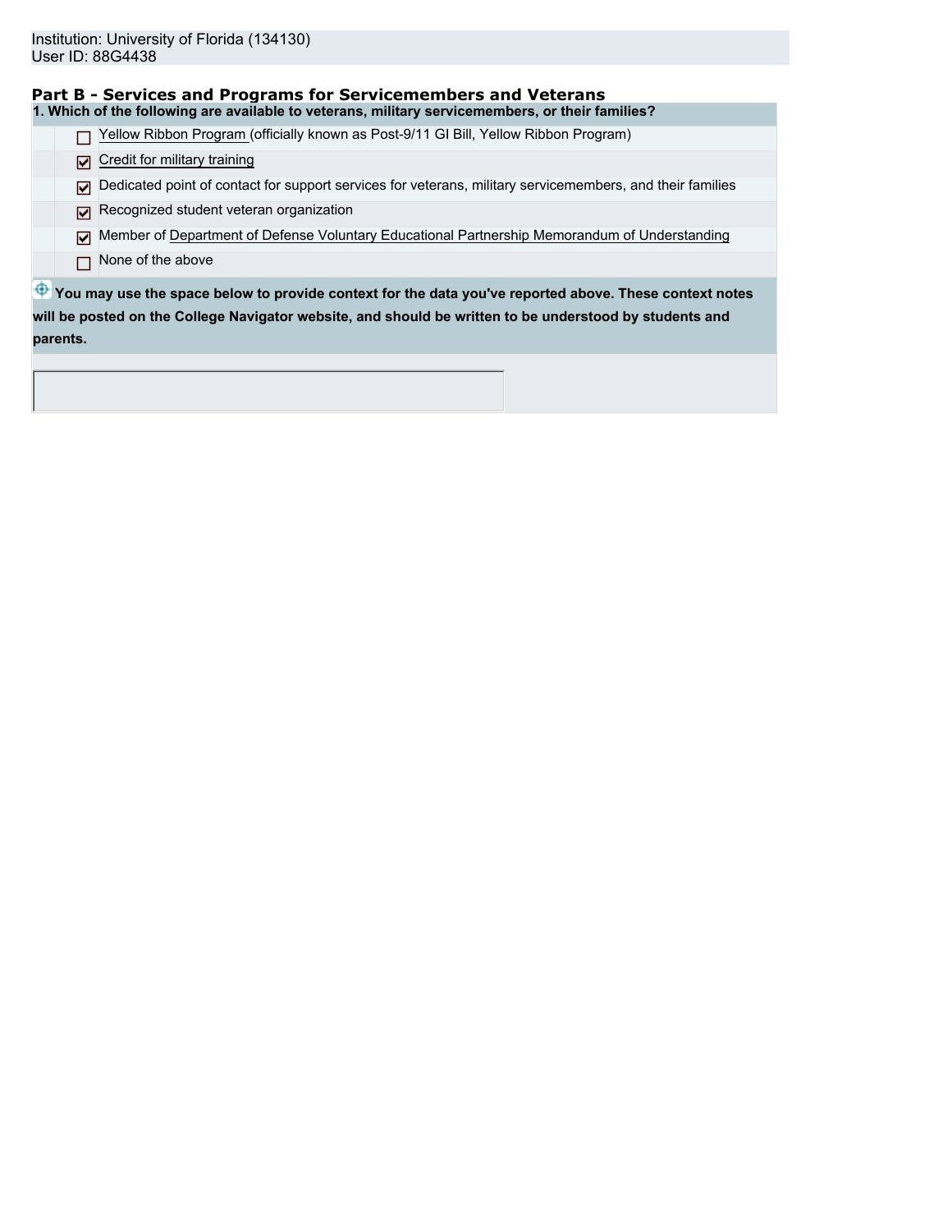Institution: University of Florida (134130)
User ID: 88G4438

## Part B - Services and Programs for Servicemembers and Veterans

**1. Which of the following are available to veterans, military servicemembers, or their families?**

- [ ] Yellow Ribbon Program (officially known as Post-9/11 GI Bill, Yellow Ribbon Program)
- [x] Credit for military training
- [x] Dedicated point of contact for support services for veterans, military servicemembers, and their families
- [x] Recognized student veteran organization
- [x] Member of Department of Defense Voluntary Educational Partnership Memorandum of Understanding
- [ ] None of the above

**You may use the space below to provide context for the data you've reported above. These context notes will be posted on the College Navigator website, and should be written to be understood by students and parents.**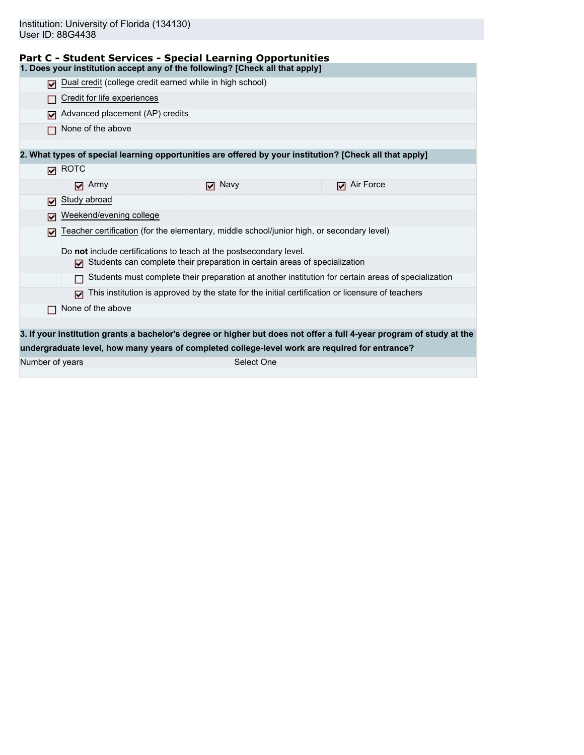Institution: University of Florida (134130)
User ID: 88G4438

## Part C - Student Services - Special Learning Opportunities

**1. Does your institution accept any of the following? [Check all that apply]**

- [x] Dual credit (college credit earned while in high school)
- [ ] Credit for life experiences
- [x] Advanced placement (AP) credits
- [ ] None of the above

**2. What types of special learning opportunities are offered by your institution? [Check all that apply]**

- [x] ROTC
  - [x] Army
  - [x] Navy
  - [x] Air Force
- [x] Study abroad
- [x] Weekend/evening college
- [x] Teacher certification (for the elementary, middle school/junior high, or secondary level)

  Do **not** include certifications to teach at the postsecondary level.
  - [x] Students can complete their preparation in certain areas of specialization
  - [ ] Students must complete their preparation at another institution for certain areas of specialization
  - [x] This institution is approved by the state for the initial certification or licensure of teachers
- [ ] None of the above

**3. If your institution grants a bachelor's degree or higher but does not offer a full 4-year program of study at the undergraduate level, how many years of completed college-level work are required for entrance?**

| Number of years | Select One |
|---|---|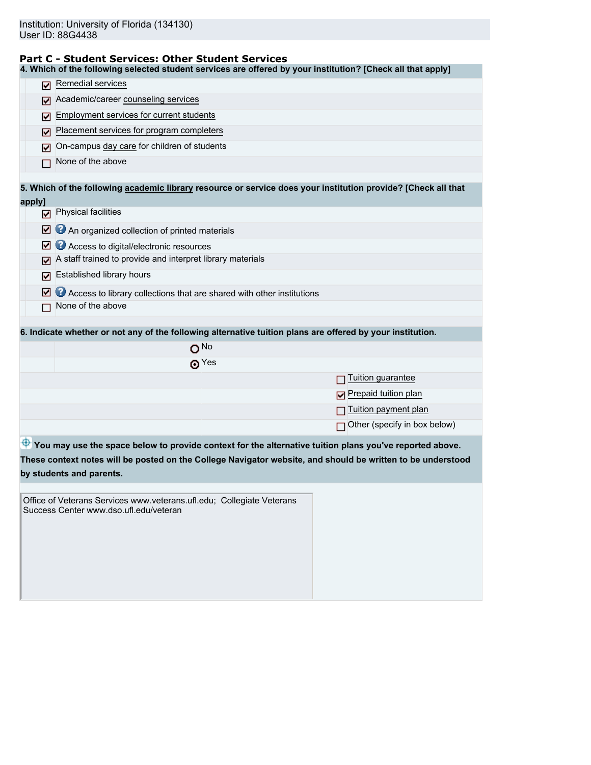Institution: University of Florida (134130)
User ID: 88G4438

## Part C - Student Services: Other Student Services

**4. Which of the following selected student services are offered by your institution? [Check all that apply]**

- [x] Remedial services
- [x] Academic/career counseling services
- [x] Employment services for current students
- [x] Placement services for program completers
- [x] On-campus day care for children of students
- [ ] None of the above

**5. Which of the following academic library resource or service does your institution provide? [Check all that apply]**

- [x] Physical facilities
- [x] An organized collection of printed materials
- [x] Access to digital/electronic resources
- [x] A staff trained to provide and interpret library materials
- [x] Established library hours
- [x] Access to library collections that are shared with other institutions
- [ ] None of the above

**6. Indicate whether or not any of the following alternative tuition plans are offered by your institution.**

- ( ) No
- (•) Yes
  - [ ] Tuition guarantee
  - [x] Prepaid tuition plan
  - [ ] Tuition payment plan
  - [ ] Other (specify in box below)

**You may use the space below to provide context for the alternative tuition plans you've reported above. These context notes will be posted on the College Navigator website, and should be written to be understood by students and parents.**

Office of Veterans Services www.veterans.ufl.edu; Collegiate Veterans Success Center www.dso.ufl.edu/veteran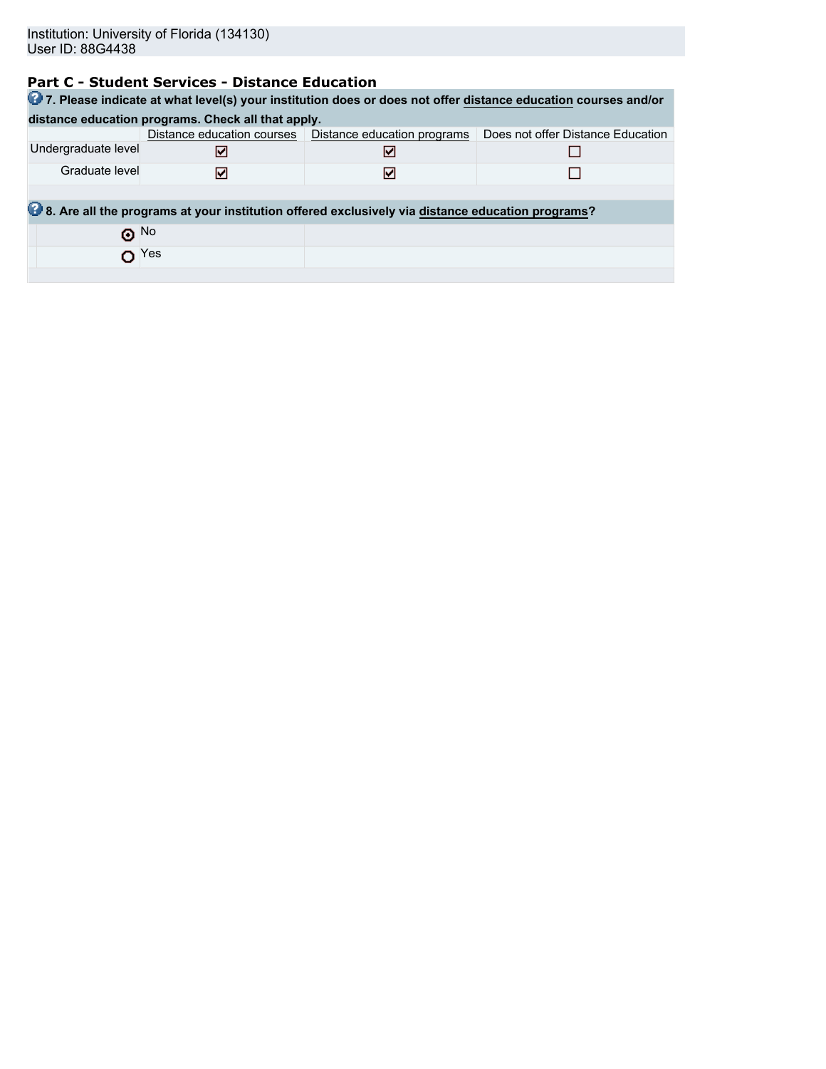Institution: University of Florida (134130)
User ID: 88G4438

## Part C - Student Services - Distance Education

**7. Please indicate at what level(s) your institution does or does not offer distance education courses and/or distance education programs. Check all that apply.**

| | Distance education courses | Distance education programs | Does not offer Distance Education |
|---|---|---|---|
| Undergraduate level | ☑ | ☑ | ☐ |
| Graduate level | ☑ | ☑ | ☐ |

**8. Are all the programs at your institution offered exclusively via distance education programs?**

- ◉ No
- ○ Yes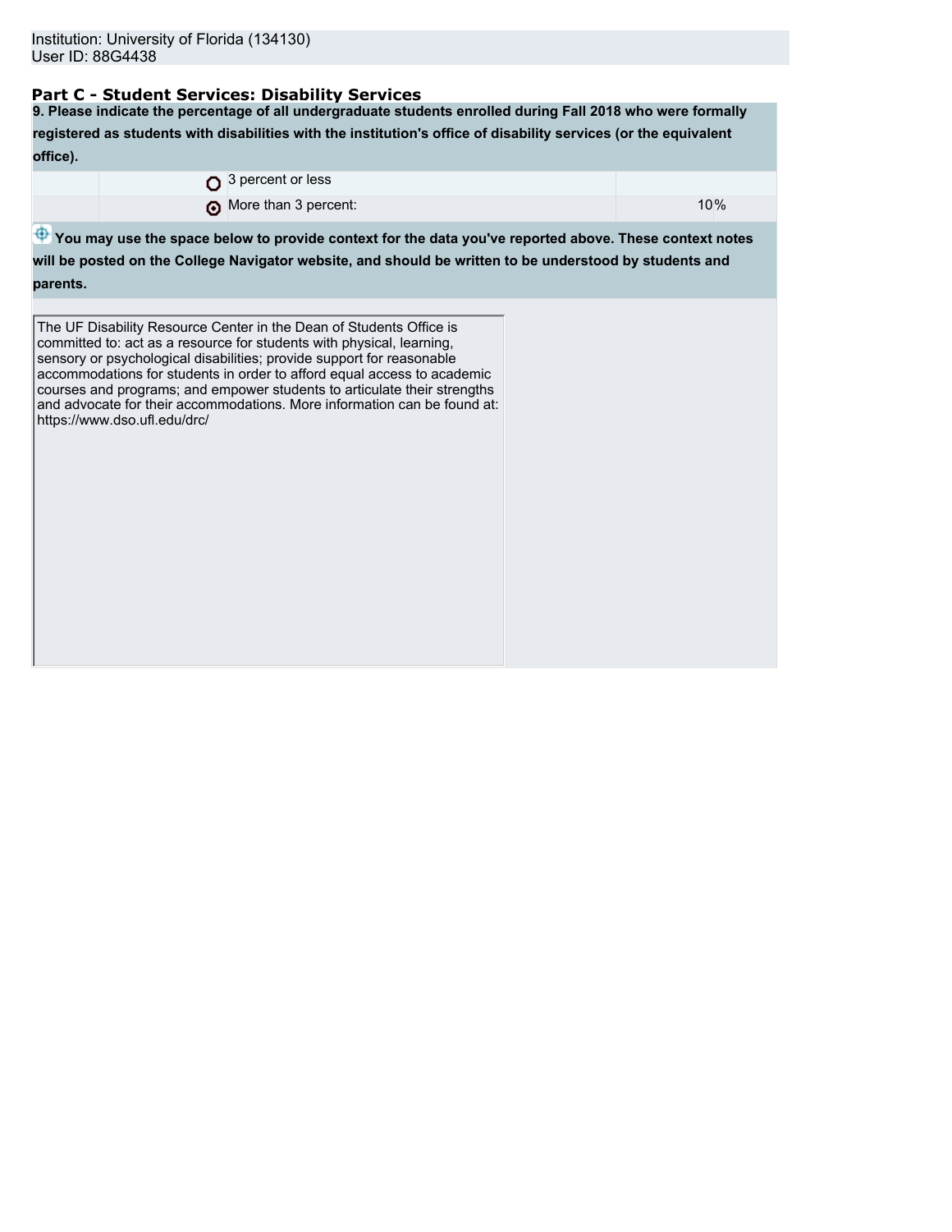Institution: University of Florida (134130)
User ID: 88G4438

## Part C - Student Services: Disability Services

**9. Please indicate the percentage of all undergraduate students enrolled during Fall 2018 who were formally registered as students with disabilities with the institution's office of disability services (or the equivalent office).**

| | | |
|---|---|---|
| ○ | 3 percent or less | |
| ⊙ | More than 3 percent: | 10% |

**You may use the space below to provide context for the data you've reported above. These context notes will be posted on the College Navigator website, and should be written to be understood by students and parents.**

The UF Disability Resource Center in the Dean of Students Office is committed to: act as a resource for students with physical, learning, sensory or psychological disabilities; provide support for reasonable accommodations for students in order to afford equal access to academic courses and programs; and empower students to articulate their strengths and advocate for their accommodations. More information can be found at: https://www.dso.ufl.edu/drc/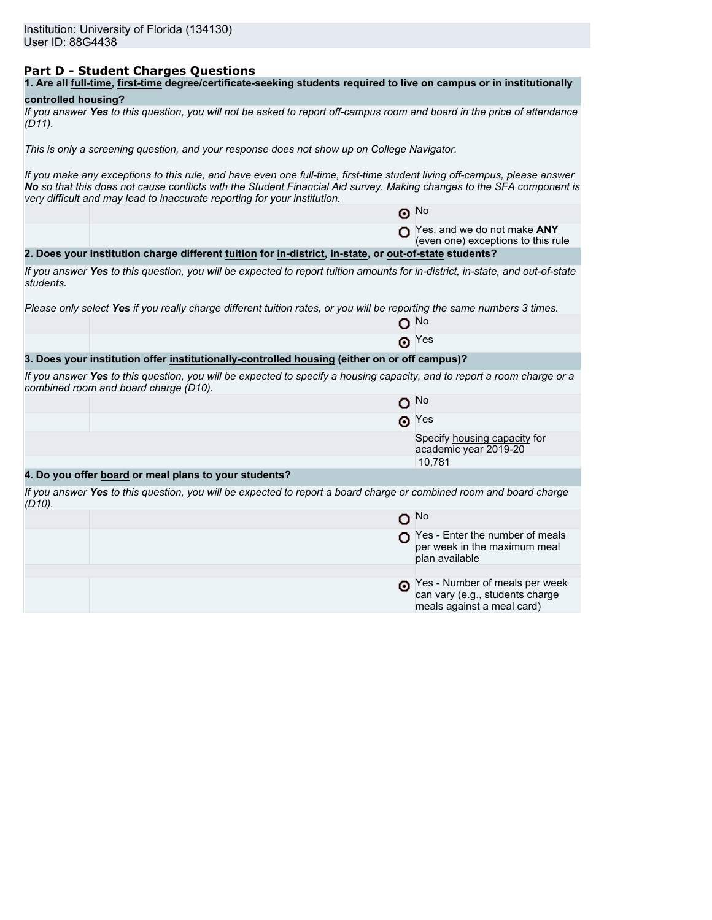Institution: University of Florida (134130)
User ID: 88G4438

## Part D - Student Charges Questions

**1. Are all full-time, first-time degree/certificate-seeking students required to live on campus or in institutionally controlled housing?**

*If you answer **Yes** to this question, you will not be asked to report off-campus room and board in the price of attendance (D11).*

*This is only a screening question, and your response does not show up on College Navigator.*

*If you make any exceptions to this rule, and have even one full-time, first-time student living off-campus, please answer **No** so that this does not cause conflicts with the Student Financial Aid survey. Making changes to the SFA component is very difficult and may lead to inaccurate reporting for your institution.*

- (•) No
- ( ) Yes, and we do not make **ANY** (even one) exceptions to this rule

**2. Does your institution charge different tuition for in-district, in-state, or out-of-state students?**

*If you answer **Yes** to this question, you will be expected to report tuition amounts for in-district, in-state, and out-of-state students.*

*Please only select **Yes** if you really charge different tuition rates, or you will be reporting the same numbers 3 times.*

- ( ) No
- (•) Yes

**3. Does your institution offer institutionally-controlled housing (either on or off campus)?**

*If you answer **Yes** to this question, you will be expected to specify a housing capacity, and to report a room charge or a combined room and board charge (D10).*

- ( ) No
- (•) Yes

Specify housing capacity for academic year 2019-20: 10,781

**4. Do you offer board or meal plans to your students?**

*If you answer **Yes** to this question, you will be expected to report a board charge or combined room and board charge (D10).*

- ( ) No
- ( ) Yes - Enter the number of meals per week in the maximum meal plan available
- (•) Yes - Number of meals per week can vary (e.g., students charge meals against a meal card)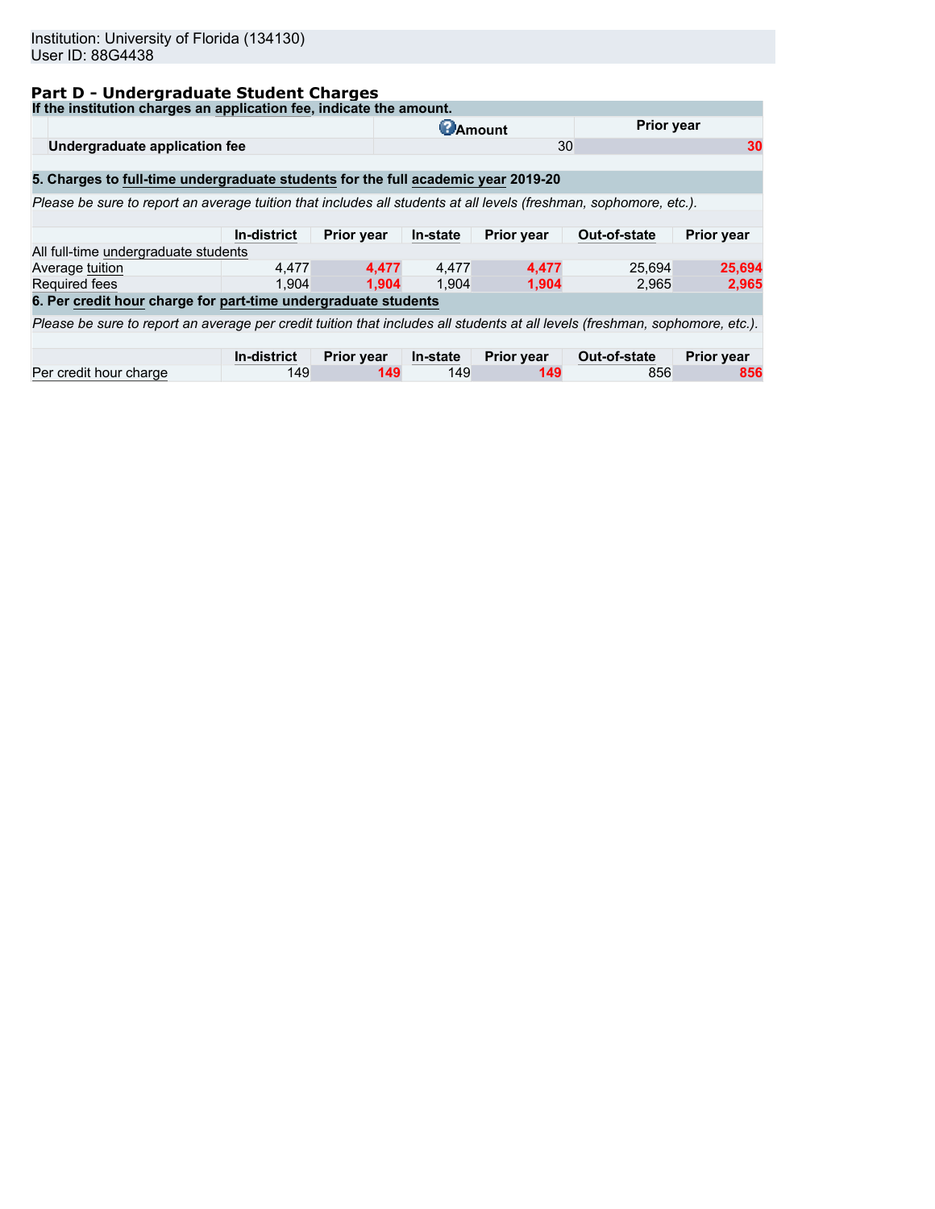Institution: University of Florida (134130)
User ID: 88G4438

## Part D - Undergraduate Student Charges

**If the institution charges an application fee, indicate the amount.**

| | Amount | Prior year |
|---|---|---|
| **Undergraduate application fee** | 30 | 30 |

**5. Charges to full-time undergraduate students for the full academic year 2019-20**

*Please be sure to report an average tuition that includes all students at all levels (freshman, sophomore, etc.).*

| | In-district | Prior year | In-state | Prior year | Out-of-state | Prior year |
|---|---|---|---|---|---|---|
| All full-time undergraduate students | | | | | | |
| Average tuition | 4,477 | 4,477 | 4,477 | 4,477 | 25,694 | 25,694 |
| Required fees | 1,904 | 1,904 | 1,904 | 1,904 | 2,965 | 2,965 |

**6. Per credit hour charge for part-time undergraduate students**

*Please be sure to report an average per credit tuition that includes all students at all levels (freshman, sophomore, etc.).*

| | In-district | Prior year | In-state | Prior year | Out-of-state | Prior year |
|---|---|---|---|---|---|---|
| Per credit hour charge | 149 | 149 | 149 | 149 | 856 | 856 |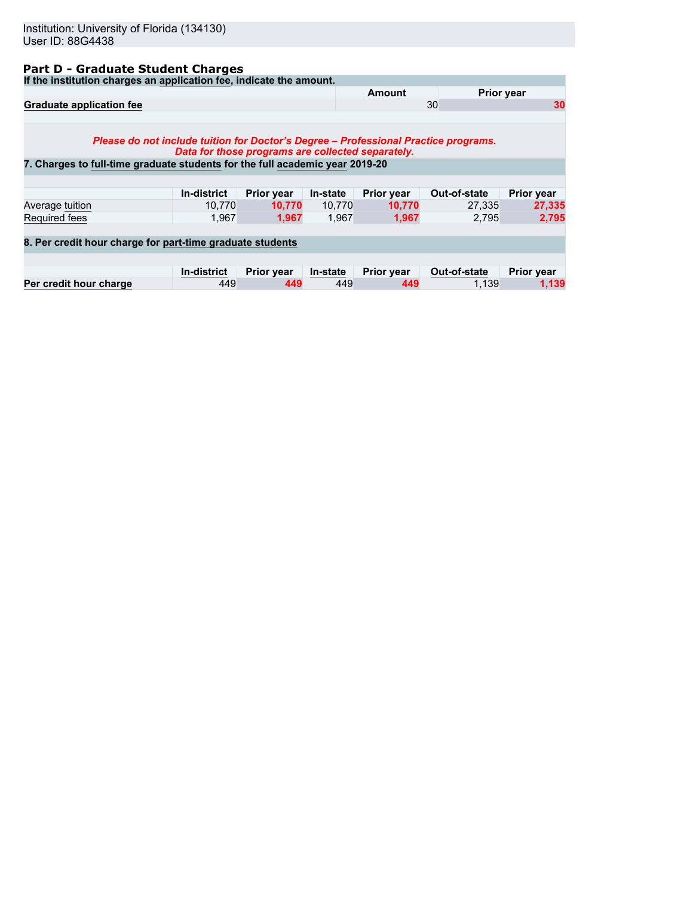Institution: University of Florida (134130)
User ID: 88G4438

## Part D - Graduate Student Charges

**If the institution charges an application fee, indicate the amount.**

| | Amount | Prior year |
|---|---|---|
| **Graduate application fee** | 30 | **30** |

***Please do not include tuition for Doctor's Degree – Professional Practice programs. Data for those programs are collected separately.***

**7. Charges to full-time graduate students for the full academic year 2019-20**

| | In-district | Prior year | In-state | Prior year | Out-of-state | Prior year |
|---|---|---|---|---|---|---|
| Average tuition | 10,770 | **10,770** | 10,770 | **10,770** | 27,335 | **27,335** |
| Required fees | 1,967 | **1,967** | 1,967 | **1,967** | 2,795 | **2,795** |

**8. Per credit hour charge for part-time graduate students**

| | In-district | Prior year | In-state | Prior year | Out-of-state | Prior year |
|---|---|---|---|---|---|---|
| **Per credit hour charge** | 449 | **449** | 449 | **449** | 1,139 | **1,139** |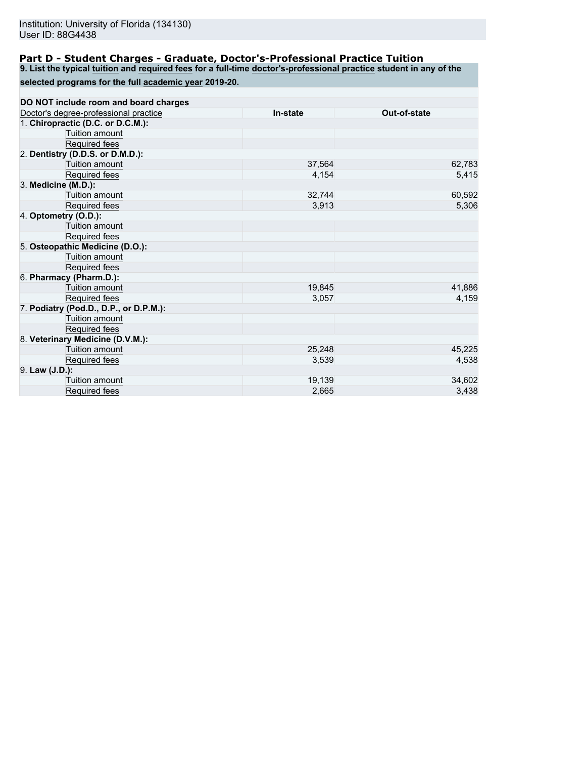Institution: University of Florida (134130)
User ID: 88G4438

## Part D - Student Charges - Graduate, Doctor's-Professional Practice Tuition

**9. List the typical tuition and required fees for a full-time doctor's-professional practice student in any of the selected programs for the full academic year 2019-20.**

**DO NOT include room and board charges**

| Doctor's degree-professional practice | In-state | Out-of-state |
|---|---|---|
| 1. **Chiropractic (D.C. or D.C.M.):** | | |
| Tuition amount | | |
| Required fees | | |
| 2. **Dentistry (D.D.S. or D.M.D.):** | | |
| Tuition amount | 37,564 | 62,783 |
| Required fees | 4,154 | 5,415 |
| 3. **Medicine (M.D.):** | | |
| Tuition amount | 32,744 | 60,592 |
| Required fees | 3,913 | 5,306 |
| 4. **Optometry (O.D.):** | | |
| Tuition amount | | |
| Required fees | | |
| 5. **Osteopathic Medicine (D.O.):** | | |
| Tuition amount | | |
| Required fees | | |
| 6. **Pharmacy (Pharm.D.):** | | |
| Tuition amount | 19,845 | 41,886 |
| Required fees | 3,057 | 4,159 |
| 7. **Podiatry (Pod.D., D.P., or D.P.M.):** | | |
| Tuition amount | | |
| Required fees | | |
| 8. **Veterinary Medicine (D.V.M.):** | | |
| Tuition amount | 25,248 | 45,225 |
| Required fees | 3,539 | 4,538 |
| 9. **Law (J.D.):** | | |
| Tuition amount | 19,139 | 34,602 |
| Required fees | 2,665 | 3,438 |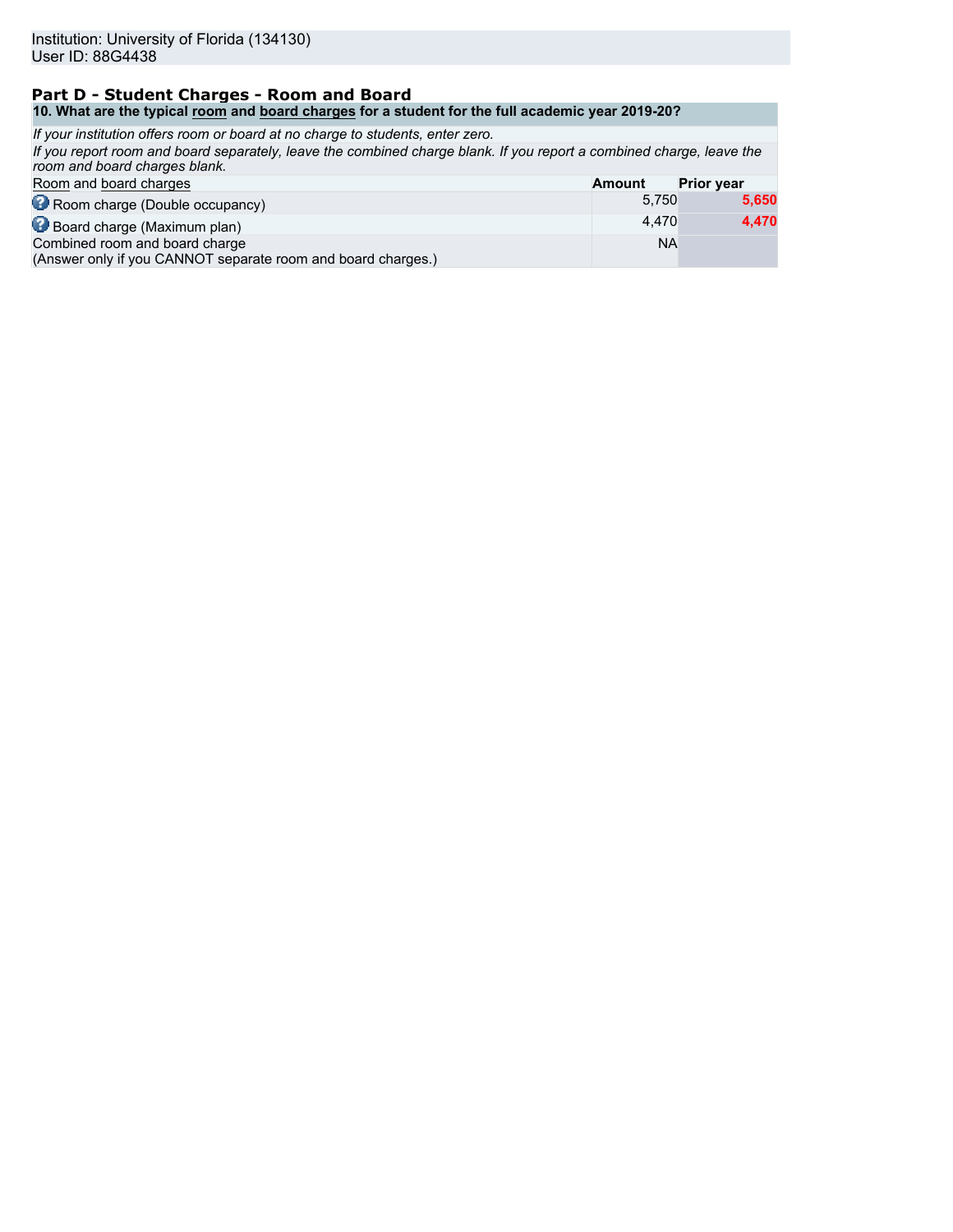Institution: University of Florida (134130)
User ID: 88G4438

## Part D - Student Charges - Room and Board

**10. What are the typical room and board charges for a student for the full academic year 2019-20?**

*If your institution offers room or board at no charge to students, enter zero.*

*If you report room and board separately, leave the combined charge blank. If you report a combined charge, leave the room and board charges blank.*

| Room and board charges | Amount | Prior year |
|---|---|---|
| Room charge (Double occupancy) | 5,750 | 5,650 |
| Board charge (Maximum plan) | 4,470 | 4,470 |
| Combined room and board charge (Answer only if you CANNOT separate room and board charges.) | NA | |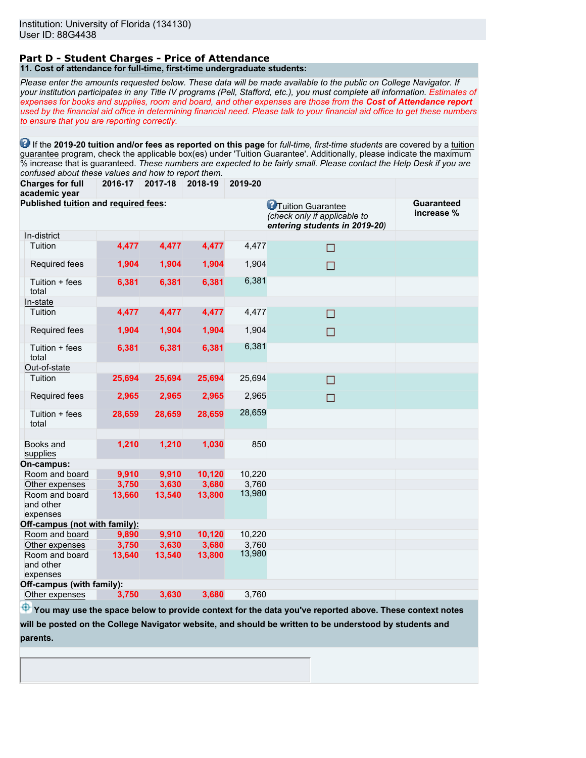Institution: University of Florida (134130)
User ID: 88G4438

## Part D - Student Charges - Price of Attendance

### 11. Cost of attendance for full-time, first-time undergraduate students:

*Please enter the amounts requested below. These data will be made available to the public on College Navigator. If your institution participates in any Title IV programs (Pell, Stafford, etc.), you must complete all information. Estimates of expenses for books and supplies, room and board, and other expenses are those from the* ***Cost of Attendance report*** *used by the financial aid office in determining financial need. Please talk to your financial aid office to get these numbers to ensure that you are reporting correctly.*

If the **2019-20 tuition and/or fees as reported on this page** for *full-time, first-time students* are covered by a tuition guarantee program, check the applicable box(es) under 'Tuition Guarantee'. Additionally, please indicate the maximum % increase that is guaranteed. *These numbers are expected to be fairly small. Please contact the Help Desk if you are confused about these values and how to report them.*

| Charges for full academic year | 2016-17 | 2017-18 | 2018-19 | 2019-20 | Tuition Guarantee (*check only if applicable to entering students in 2019-20*) | Guaranteed increase % |
|---|---|---|---|---|---|---|
| **Published tuition and required fees:** | | | | | | |
| In-district | | | | | | |
| Tuition | 4,477 | 4,477 | 4,477 | 4,477 | ☐ | |
| Required fees | 1,904 | 1,904 | 1,904 | 1,904 | ☐ | |
| Tuition + fees total | 6,381 | 6,381 | 6,381 | 6,381 | | |
| In-state | | | | | | |
| Tuition | 4,477 | 4,477 | 4,477 | 4,477 | ☐ | |
| Required fees | 1,904 | 1,904 | 1,904 | 1,904 | ☐ | |
| Tuition + fees total | 6,381 | 6,381 | 6,381 | 6,381 | | |
| Out-of-state | | | | | | |
| Tuition | 25,694 | 25,694 | 25,694 | 25,694 | ☐ | |
| Required fees | 2,965 | 2,965 | 2,965 | 2,965 | ☐ | |
| Tuition + fees total | 28,659 | 28,659 | 28,659 | 28,659 | | |
| Books and supplies | 1,210 | 1,210 | 1,030 | 850 | | |
| **On-campus:** | | | | | | |
| Room and board | 9,910 | 9,910 | 10,120 | 10,220 | | |
| Other expenses | 3,750 | 3,630 | 3,680 | 3,760 | | |
| Room and board and other expenses | 13,660 | 13,540 | 13,800 | 13,980 | | |
| **Off-campus (not with family):** | | | | | | |
| Room and board | 9,890 | 9,910 | 10,120 | 10,220 | | |
| Other expenses | 3,750 | 3,630 | 3,680 | 3,760 | | |
| Room and board and other expenses | 13,640 | 13,540 | 13,800 | 13,980 | | |
| **Off-campus (with family):** | | | | | | |
| Other expenses | 3,750 | 3,630 | 3,680 | 3,760 | | |

**You may use the space below to provide context for the data you've reported above. These context notes will be posted on the College Navigator website, and should be written to be understood by students and parents.**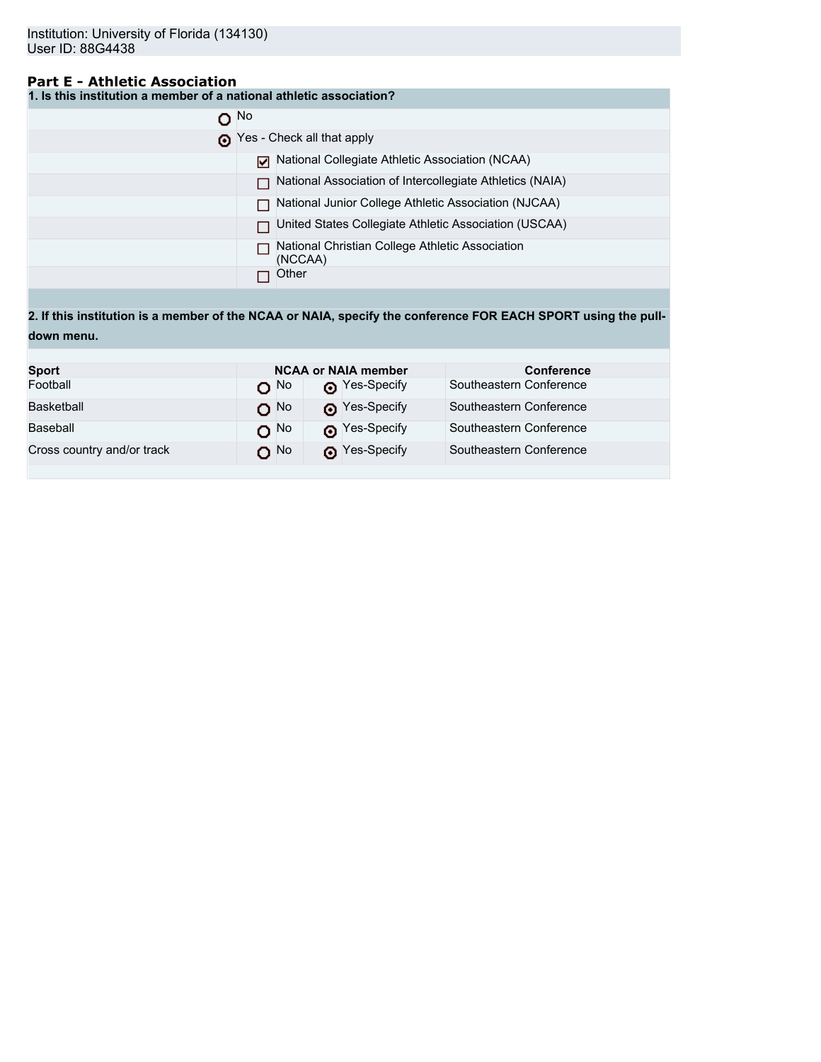Institution: University of Florida (134130)
User ID: 88G4438

## Part E - Athletic Association

**1. Is this institution a member of a national athletic association?**

- ○ No
- ◉ Yes - Check all that apply
  - ☑ National Collegiate Athletic Association (NCAA)
  - ☐ National Association of Intercollegiate Athletics (NAIA)
  - ☐ National Junior College Athletic Association (NJCAA)
  - ☐ United States Collegiate Athletic Association (USCAA)
  - ☐ National Christian College Athletic Association (NCCAA)
  - ☐ Other

**2. If this institution is a member of the NCAA or NAIA, specify the conference FOR EACH SPORT using the pull-down menu.**

| Sport | NCAA or NAIA member | | Conference |
|---|---|---|---|
| Football | ○ No | ◉ Yes-Specify | Southeastern Conference |
| Basketball | ○ No | ◉ Yes-Specify | Southeastern Conference |
| Baseball | ○ No | ◉ Yes-Specify | Southeastern Conference |
| Cross country and/or track | ○ No | ◉ Yes-Specify | Southeastern Conference |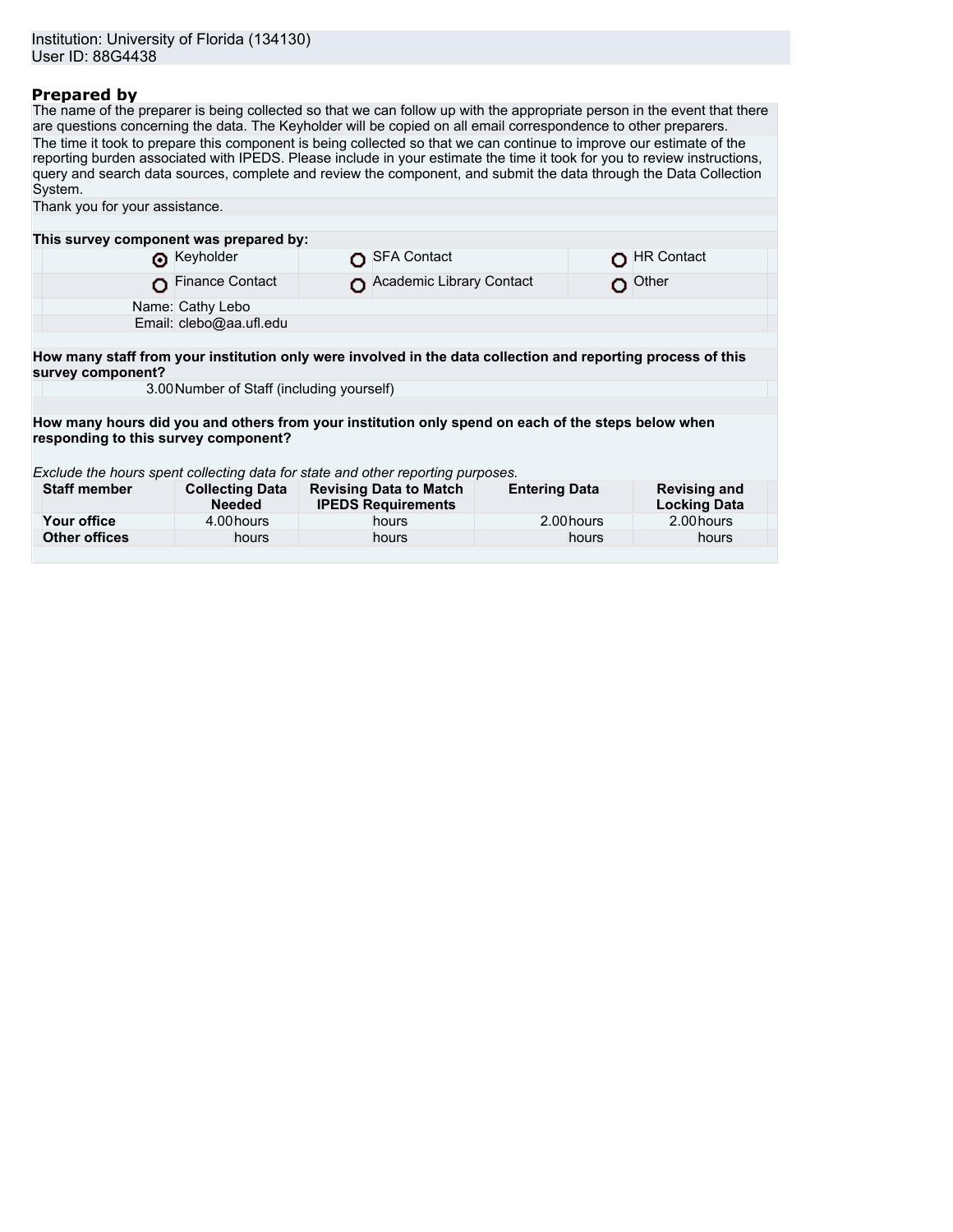Institution: University of Florida (134130)
User ID: 88G4438

## Prepared by

The name of the preparer is being collected so that we can follow up with the appropriate person in the event that there are questions concerning the data. The Keyholder will be copied on all email correspondence to other preparers.

The time it took to prepare this component is being collected so that we can continue to improve our estimate of the reporting burden associated with IPEDS. Please include in your estimate the time it took for you to review instructions, query and search data sources, complete and review the component, and submit the data through the Data Collection System.

Thank you for your assistance.

**This survey component was prepared by:**

| | | |
|---|---|---|
| (●) Keyholder | ( ) SFA Contact | ( ) HR Contact |
| ( ) Finance Contact | ( ) Academic Library Contact | ( ) Other |

Name: Cathy Lebo
Email: clebo@aa.ufl.edu

**How many staff from your institution only were involved in the data collection and reporting process of this survey component?**

3.00 Number of Staff (including yourself)

**How many hours did you and others from your institution only spend on each of the steps below when responding to this survey component?**

*Exclude the hours spent collecting data for state and other reporting purposes.*

| Staff member | Collecting Data Needed | Revising Data to Match IPEDS Requirements | Entering Data | Revising and Locking Data |
|---|---|---|---|---|
| **Your office** | 4.00 hours | hours | 2.00 hours | 2.00 hours |
| **Other offices** | hours | hours | hours | hours |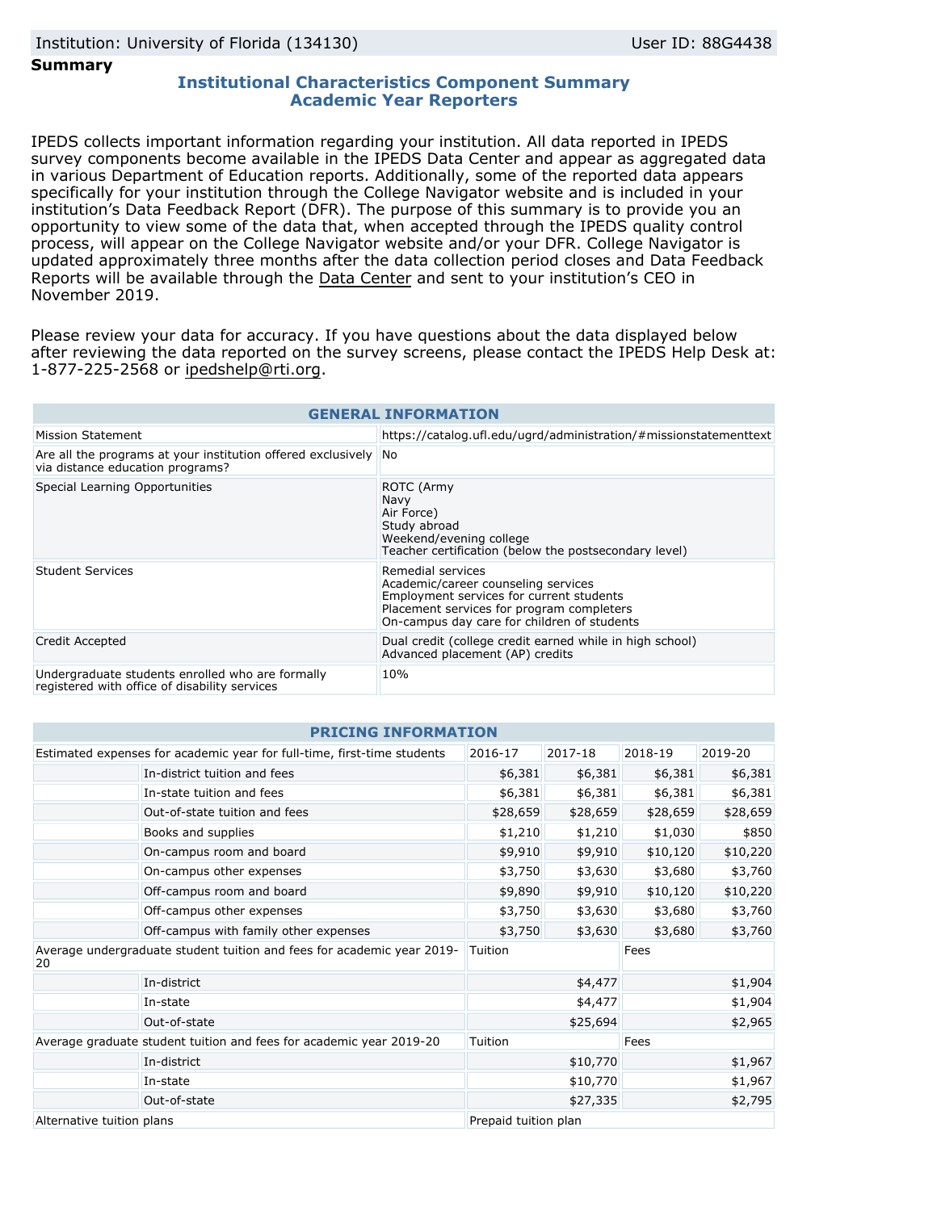Institution: University of Florida (134130) User ID: 88G4438

**Summary**

## Institutional Characteristics Component Summary
## Academic Year Reporters

IPEDS collects important information regarding your institution. All data reported in IPEDS survey components become available in the IPEDS Data Center and appear as aggregated data in various Department of Education reports. Additionally, some of the reported data appears specifically for your institution through the College Navigator website and is included in your institution's Data Feedback Report (DFR). The purpose of this summary is to provide you an opportunity to view some of the data that, when accepted through the IPEDS quality control process, will appear on the College Navigator website and/or your DFR. College Navigator is updated approximately three months after the data collection period closes and Data Feedback Reports will be available through the Data Center and sent to your institution's CEO in November 2019.

Please review your data for accuracy. If you have questions about the data displayed below after reviewing the data reported on the survey screens, please contact the IPEDS Help Desk at: 1-877-225-2568 or ipedshelp@rti.org.

| GENERAL INFORMATION | |
|---|---|
| Mission Statement | https://catalog.ufl.edu/ugrd/administration/#missionstatementtext |
| Are all the programs at your institution offered exclusively via distance education programs? | No |
| Special Learning Opportunities | ROTC (Army<br>Navy<br>Air Force)<br>Study abroad<br>Weekend/evening college<br>Teacher certification (below the postsecondary level) |
| Student Services | Remedial services<br>Academic/career counseling services<br>Employment services for current students<br>Placement services for program completers<br>On-campus day care for children of students |
| Credit Accepted | Dual credit (college credit earned while in high school)<br>Advanced placement (AP) credits |
| Undergraduate students enrolled who are formally registered with office of disability services | 10% |

| PRICING INFORMATION | | | | | |
|---|---|---|---|---|---|
| Estimated expenses for academic year for full-time, first-time students | | 2016-17 | 2017-18 | 2018-19 | 2019-20 |
| | In-district tuition and fees | $6,381 | $6,381 | $6,381 | $6,381 |
| | In-state tuition and fees | $6,381 | $6,381 | $6,381 | $6,381 |
| | Out-of-state tuition and fees | $28,659 | $28,659 | $28,659 | $28,659 |
| | Books and supplies | $1,210 | $1,210 | $1,030 | $850 |
| | On-campus room and board | $9,910 | $9,910 | $10,120 | $10,220 |
| | On-campus other expenses | $3,750 | $3,630 | $3,680 | $3,760 |
| | Off-campus room and board | $9,890 | $9,910 | $10,120 | $10,220 |
| | Off-campus other expenses | $3,750 | $3,630 | $3,680 | $3,760 |
| | Off-campus with family other expenses | $3,750 | $3,630 | $3,680 | $3,760 |
| Average undergraduate student tuition and fees for academic year 2019-20 | | Tuition | | Fees | |
| | In-district | | $4,477 | | $1,904 |
| | In-state | | $4,477 | | $1,904 |
| | Out-of-state | | $25,694 | | $2,965 |
| Average graduate student tuition and fees for academic year 2019-20 | | Tuition | | Fees | |
| | In-district | | $10,770 | | $1,967 |
| | In-state | | $10,770 | | $1,967 |
| | Out-of-state | | $27,335 | | $2,795 |
| Alternative tuition plans | | Prepaid tuition plan | | | |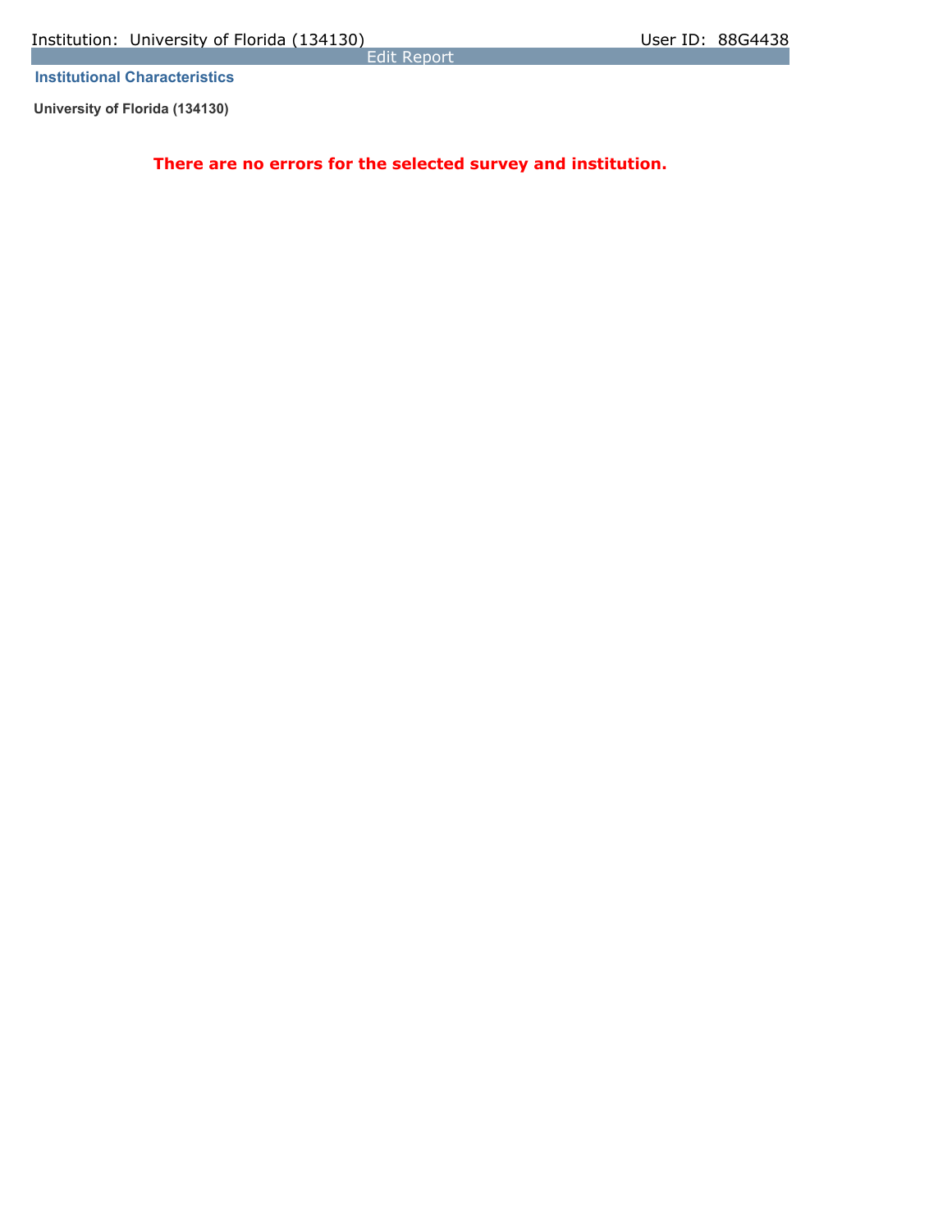Institution: University of Florida (134130) User ID: 88G4438

Edit Report

## Institutional Characteristics

**University of Florida (134130)**

**There are no errors for the selected survey and institution.**